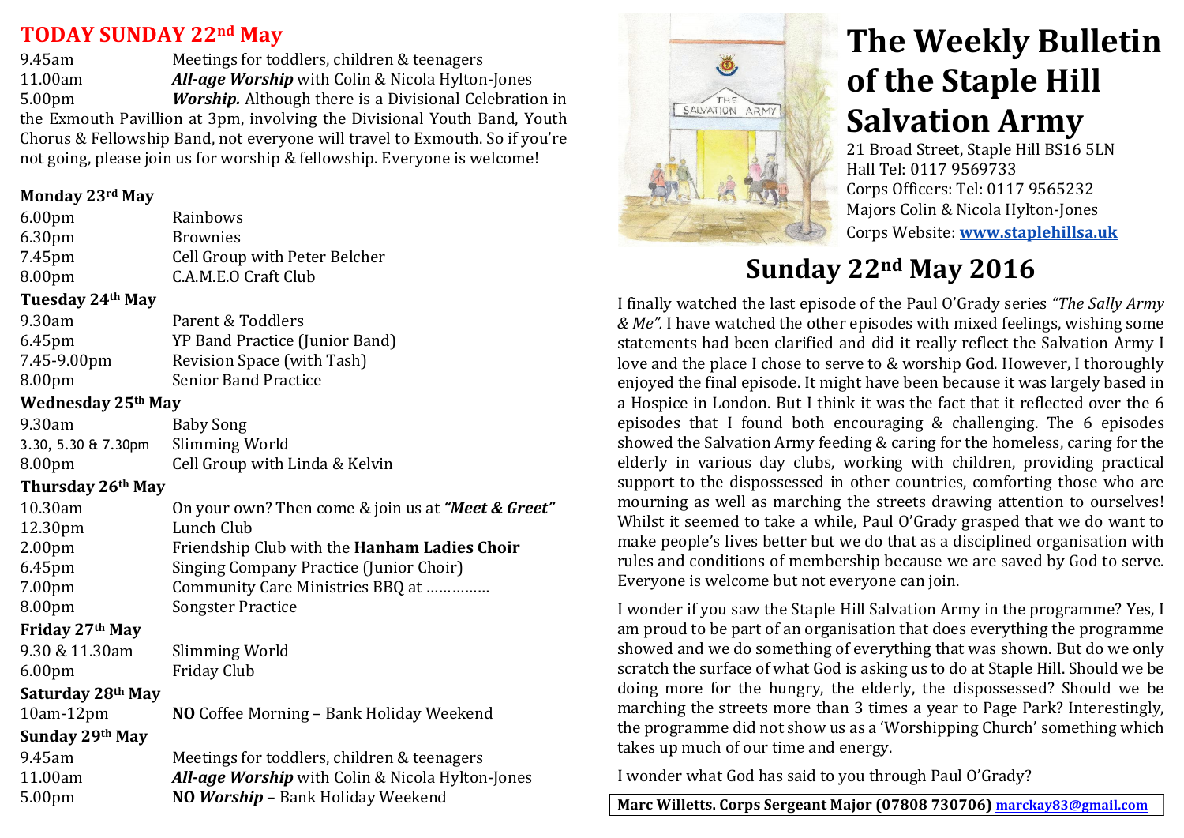# TODAY SUNDAY 22nd May

| | |
|---|---|
| 9.45am | Meetings for toddlers, children & teenagers |
| 11.00am | ***All-age Worship*** with Colin & Nicola Hylton-Jones |
| 5.00pm | ***Worship.*** Although there is a Divisional Celebration in |

the Exmouth Pavillion at 3pm, involving the Divisional Youth Band, Youth Chorus & Fellowship Band, not everyone will travel to Exmouth. So if you're not going, please join us for worship & fellowship. Everyone is welcome!

### Monday 23rd May

| | |
|---|---|
| 6.00pm | Rainbows |
| 6.30pm | Brownies |
| 7.45pm | Cell Group with Peter Belcher |
| 8.00pm | C.A.M.E.O Craft Club |

### Tuesday 24th May

| | |
|---|---|
| 9.30am | Parent & Toddlers |
| 6.45pm | YP Band Practice (Junior Band) |
| 7.45-9.00pm | Revision Space (with Tash) |
| 8.00pm | Senior Band Practice |

### Wednesday 25th May

| | |
|---|---|
| 9.30am | Baby Song |
| 3.30, 5.30 & 7.30pm | Slimming World |
| 8.00pm | Cell Group with Linda & Kelvin |

### Thursday 26th May

| | |
|---|---|
| 10.30am | On your own? Then come & join us at ***"Meet & Greet"*** |
| 12.30pm | Lunch Club |
| 2.00pm | Friendship Club with the **Hanham Ladies Choir** |
| 6.45pm | Singing Company Practice (Junior Choir) |
| 7.00pm | Community Care Ministries BBQ at …………… |
| 8.00pm | Songster Practice |

### Friday 27th May

| | |
|---|---|
| 9.30 & 11.30am | Slimming World |
| 6.00pm | Friday Club |

### Saturday 28th May

| | |
|---|---|
| 10am-12pm | **NO** Coffee Morning – Bank Holiday Weekend |

### Sunday 29th May

| | |
|---|---|
| 9.45am | Meetings for toddlers, children & teenagers |
| 11.00am | ***All-age Worship*** with Colin & Nicola Hylton-Jones |
| 5.00pm | **NO *Worship*** – Bank Holiday Weekend |

# The Weekly Bulletin of the Staple Hill Salvation Army

21 Broad Street, Staple Hill BS16 5LN
Hall Tel: 0117 9569733
Corps Officers: Tel: 0117 9565232
Majors Colin & Nicola Hylton-Jones
Corps Website: **www.staplehillsa.uk**

## Sunday 22nd May 2016

I finally watched the last episode of the Paul O'Grady series *"The Sally Army & Me".* I have watched the other episodes with mixed feelings, wishing some statements had been clarified and did it really reflect the Salvation Army I love and the place I chose to serve to & worship God. However, I thoroughly enjoyed the final episode. It might have been because it was largely based in a Hospice in London. But I think it was the fact that it reflected over the 6 episodes that I found both encouraging & challenging. The 6 episodes showed the Salvation Army feeding & caring for the homeless, caring for the elderly in various day clubs, working with children, providing practical support to the dispossessed in other countries, comforting those who are mourning as well as marching the streets drawing attention to ourselves! Whilst it seemed to take a while, Paul O'Grady grasped that we do want to make people's lives better but we do that as a disciplined organisation with rules and conditions of membership because we are saved by God to serve. Everyone is welcome but not everyone can join.

I wonder if you saw the Staple Hill Salvation Army in the programme? Yes, I am proud to be part of an organisation that does everything the programme showed and we do something of everything that was shown. But do we only scratch the surface of what God is asking us to do at Staple Hill. Should we be doing more for the hungry, the elderly, the dispossessed? Should we be marching the streets more than 3 times a year to Page Park? Interestingly, the programme did not show us as a 'Worshipping Church' something which takes up much of our time and energy.

I wonder what God has said to you through Paul O'Grady?

**Marc Willetts. Corps Sergeant Major (07808 730706) marckay83@gmail.com**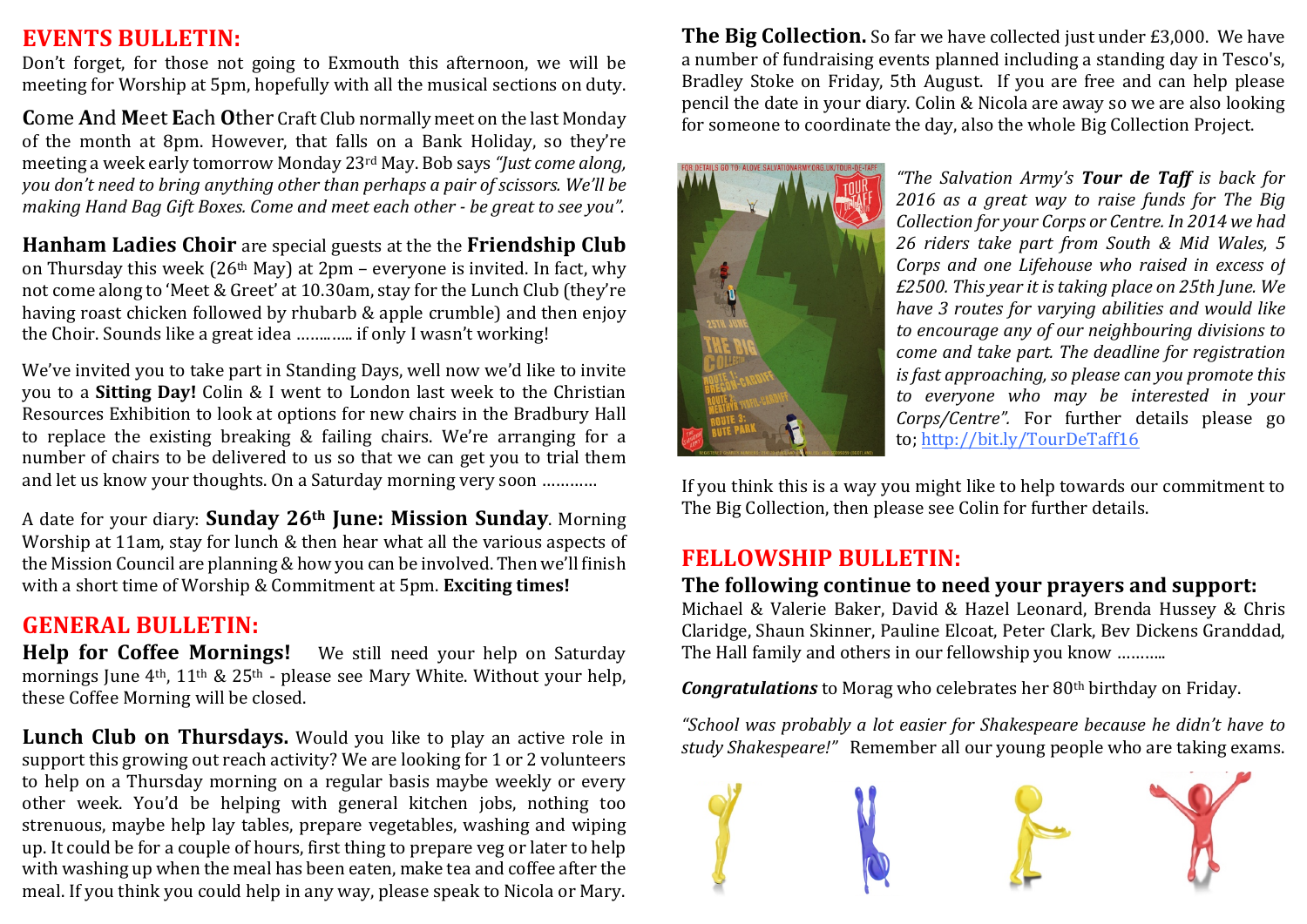## EVENTS BULLETIN:

Don't forget, for those not going to Exmouth this afternoon, we will be meeting for Worship at 5pm, hopefully with all the musical sections on duty.

**C**ome **A**nd **M**eet **E**ach **O**ther Craft Club normally meet on the last Monday of the month at 8pm. However, that falls on a Bank Holiday, so they're meeting a week early tomorrow Monday 23rd May. Bob says *"Just come along, you don't need to bring anything other than perhaps a pair of scissors. We'll be making Hand Bag Gift Boxes. Come and meet each other - be great to see you".*

**Hanham Ladies Choir** are special guests at the the **Friendship Club** on Thursday this week (26th May) at 2pm – everyone is invited. In fact, why not come along to 'Meet & Greet' at 10.30am, stay for the Lunch Club (they're having roast chicken followed by rhubarb & apple crumble) and then enjoy the Choir. Sounds like a great idea ………... if only I wasn't working!

We've invited you to take part in Standing Days, well now we'd like to invite you to a **Sitting Day!** Colin & I went to London last week to the Christian Resources Exhibition to look at options for new chairs in the Bradbury Hall to replace the existing breaking & failing chairs. We're arranging for a number of chairs to be delivered to us so that we can get you to trial them and let us know your thoughts. On a Saturday morning very soon …………

A date for your diary: **Sunday 26th June: Mission Sunday**. Morning Worship at 11am, stay for lunch & then hear what all the various aspects of the Mission Council are planning & how you can be involved. Then we'll finish with a short time of Worship & Commitment at 5pm. **Exciting times!**

## GENERAL BULLETIN:

**Help for Coffee Mornings!** We still need your help on Saturday mornings June 4th, 11th & 25th - please see Mary White. Without your help, these Coffee Morning will be closed.

**Lunch Club on Thursdays.** Would you like to play an active role in support this growing out reach activity? We are looking for 1 or 2 volunteers to help on a Thursday morning on a regular basis maybe weekly or every other week. You'd be helping with general kitchen jobs, nothing too strenuous, maybe help lay tables, prepare vegetables, washing and wiping up. It could be for a couple of hours, first thing to prepare veg or later to help with washing up when the meal has been eaten, make tea and coffee after the meal. If you think you could help in any way, please speak to Nicola or Mary.

**The Big Collection.** So far we have collected just under £3,000. We have a number of fundraising events planned including a standing day in Tesco's, Bradley Stoke on Friday, 5th August. If you are free and can help please pencil the date in your diary. Colin & Nicola are away so we are also looking for someone to coordinate the day, also the whole Big Collection Project.

*"The Salvation Army's **Tour de Taff** is back for 2016 as a great way to raise funds for The Big Collection for your Corps or Centre. In 2014 we had 26 riders take part from South & Mid Wales, 5 Corps and one Lifehouse who raised in excess of £2500. This year it is taking place on 25th June. We have 3 routes for varying abilities and would like to encourage any of our neighbouring divisions to come and take part. The deadline for registration is fast approaching, so please can you promote this to everyone who may be interested in your Corps/Centre".* For further details please go to; http://bit.ly/TourDeTaff16

If you think this is a way you might like to help towards our commitment to The Big Collection, then please see Colin for further details.

## FELLOWSHIP BULLETIN:

**The following continue to need your prayers and support:**

Michael & Valerie Baker, David & Hazel Leonard, Brenda Hussey & Chris Claridge, Shaun Skinner, Pauline Elcoat, Peter Clark, Bev Dickens Granddad, The Hall family and others in our fellowship you know ………..

***Congratulations*** to Morag who celebrates her 80th birthday on Friday.

*"School was probably a lot easier for Shakespeare because he didn't have to study Shakespeare!"* Remember all our young people who are taking exams.